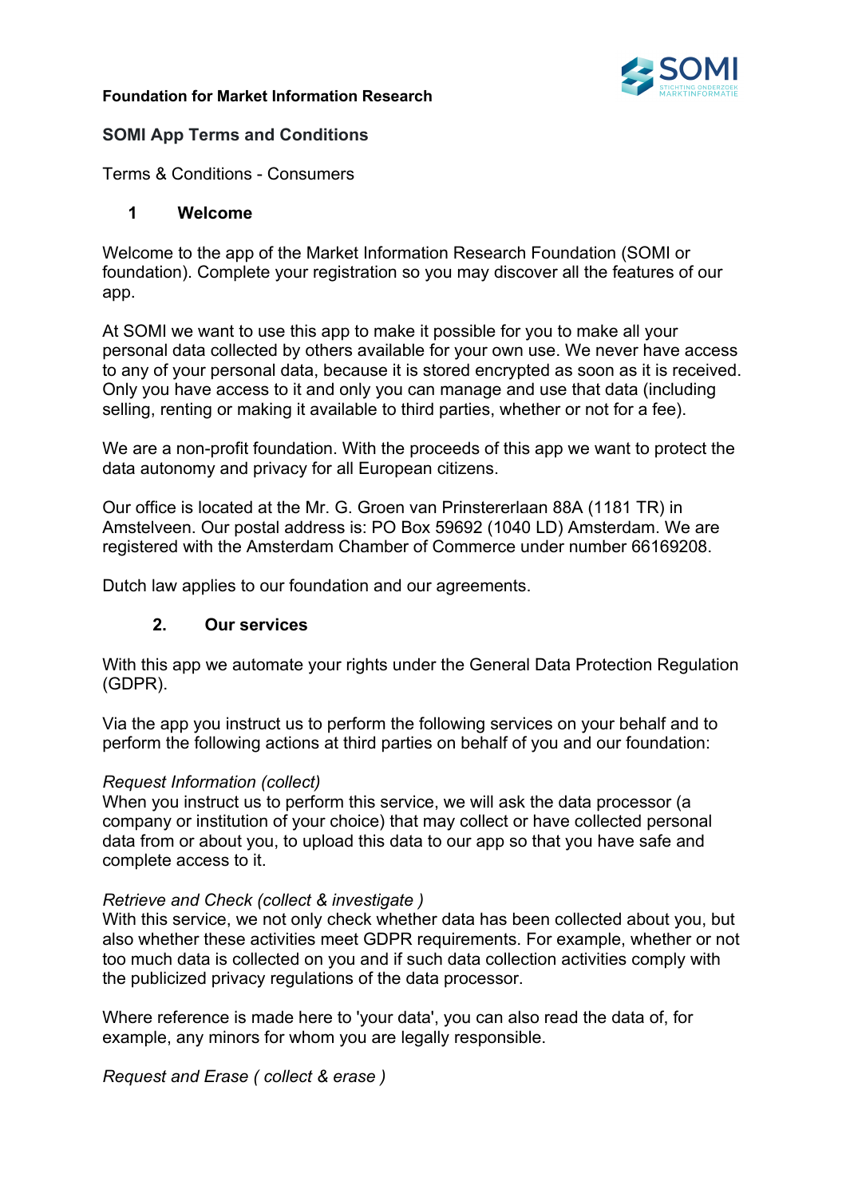**Foundation for Market Information Research**

## SOMI App Terms and Conditions

Terms & Conditions - Consumers

### 1 Welcome

Welcome to the app of the Market Information Research Foundation (SOMI or foundation). Complete your registration so you may discover all the features of our app.

At SOMI we want to use this app to make it possible for you to make all your personal data collected by others available for your own use. We never have access to any of your personal data, because it is stored encrypted as soon as it is received. Only you have access to it and only you can manage and use that data (including selling, renting or making it available to third parties, whether or not for a fee).

We are a non-profit foundation. With the proceeds of this app we want to protect the data autonomy and privacy for all European citizens.

Our office is located at the Mr. G. Groen van Prinstererlaan 88A (1181 TR) in Amstelveen. Our postal address is: PO Box 59692 (1040 LD) Amsterdam. We are registered with the Amsterdam Chamber of Commerce under number 66169208.

Dutch law applies to our foundation and our agreements.

### 2. Our services

With this app we automate your rights under the General Data Protection Regulation (GDPR).

Via the app you instruct us to perform the following services on your behalf and to perform the following actions at third parties on behalf of you and our foundation:

*Request Information (collect)*
When you instruct us to perform this service, we will ask the data processor (a company or institution of your choice) that may collect or have collected personal data from or about you, to upload this data to our app so that you have safe and complete access to it.

*Retrieve and Check (collect & investigate )*
With this service, we not only check whether data has been collected about you, but also whether these activities meet GDPR requirements. For example, whether or not too much data is collected on you and if such data collection activities comply with the publicized privacy regulations of the data processor.

Where reference is made here to 'your data', you can also read the data of, for example, any minors for whom you are legally responsible.

*Request and Erase ( collect & erase )*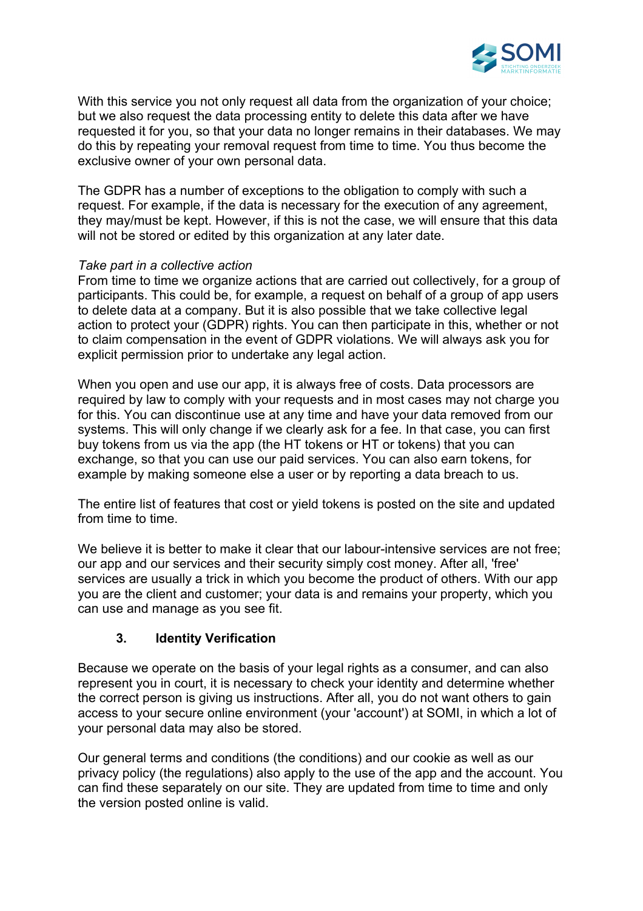With this service you not only request all data from the organization of your choice; but we also request the data processing entity to delete this data after we have requested it for you, so that your data no longer remains in their databases. We may do this by repeating your removal request from time to time. You thus become the exclusive owner of your own personal data.

The GDPR has a number of exceptions to the obligation to comply with such a request. For example, if the data is necessary for the execution of any agreement, they may/must be kept. However, if this is not the case, we will ensure that this data will not be stored or edited by this organization at any later date.

*Take part in a collective action*
From time to time we organize actions that are carried out collectively, for a group of participants. This could be, for example, a request on behalf of a group of app users to delete data at a company. But it is also possible that we take collective legal action to protect your (GDPR) rights. You can then participate in this, whether or not to claim compensation in the event of GDPR violations. We will always ask you for explicit permission prior to undertake any legal action.

When you open and use our app, it is always free of costs. Data processors are required by law to comply with your requests and in most cases may not charge you for this. You can discontinue use at any time and have your data removed from our systems. This will only change if we clearly ask for a fee. In that case, you can first buy tokens from us via the app (the HT tokens or HT or tokens) that you can exchange, so that you can use our paid services. You can also earn tokens, for example by making someone else a user or by reporting a data breach to us.

The entire list of features that cost or yield tokens is posted on the site and updated from time to time.

We believe it is better to make it clear that our labour-intensive services are not free; our app and our services and their security simply cost money. After all, 'free' services are usually a trick in which you become the product of others. With our app you are the client and customer; your data is and remains your property, which you can use and manage as you see fit.

## 3. Identity Verification

Because we operate on the basis of your legal rights as a consumer, and can also represent you in court, it is necessary to check your identity and determine whether the correct person is giving us instructions. After all, you do not want others to gain access to your secure online environment (your 'account') at SOMI, in which a lot of your personal data may also be stored.

Our general terms and conditions (the conditions) and our cookie as well as our privacy policy (the regulations) also apply to the use of the app and the account. You can find these separately on our site. They are updated from time to time and only the version posted online is valid.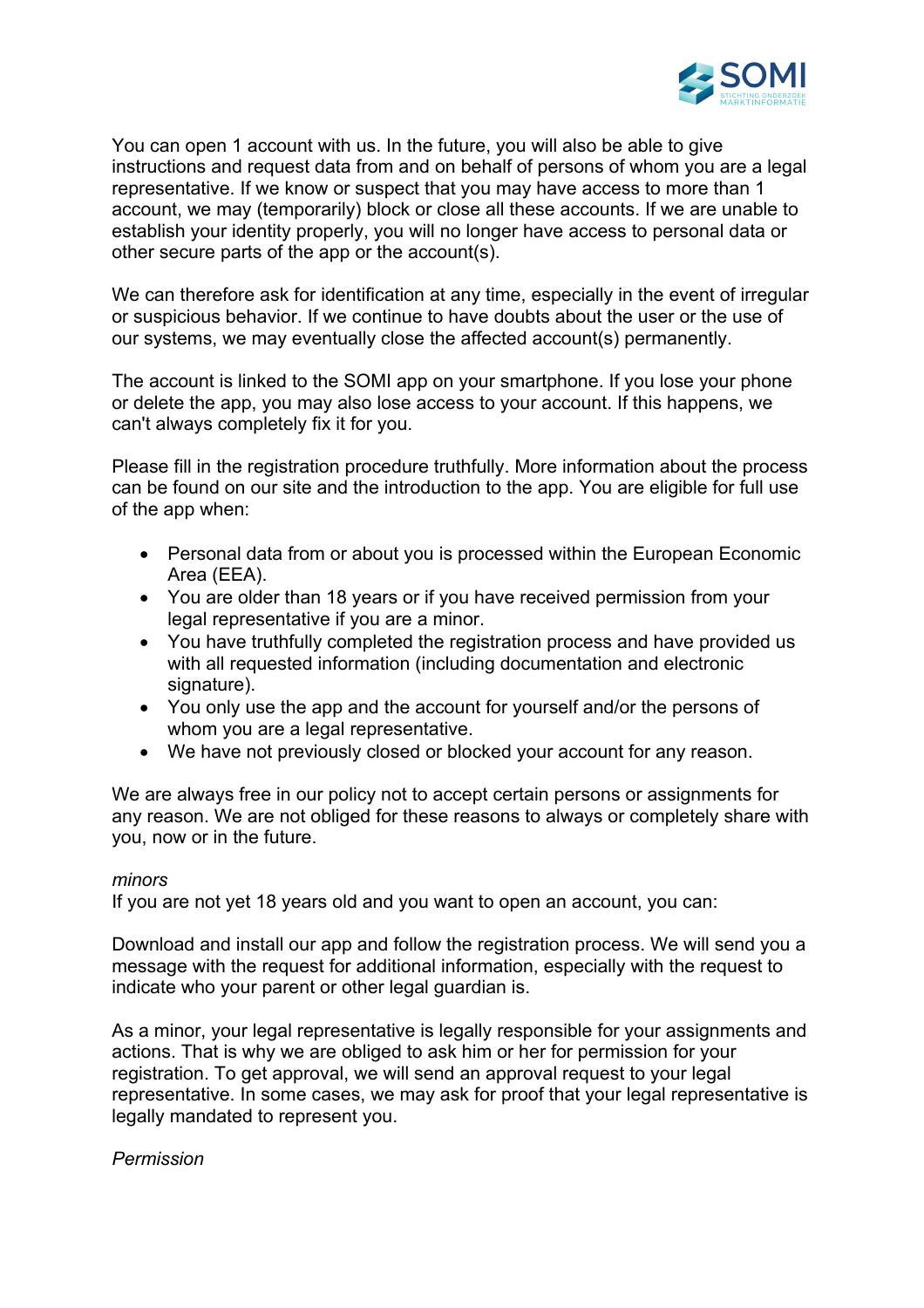You can open 1 account with us. In the future, you will also be able to give instructions and request data from and on behalf of persons of whom you are a legal representative. If we know or suspect that you may have access to more than 1 account, we may (temporarily) block or close all these accounts. If we are unable to establish your identity properly, you will no longer have access to personal data or other secure parts of the app or the account(s).

We can therefore ask for identification at any time, especially in the event of irregular or suspicious behavior. If we continue to have doubts about the user or the use of our systems, we may eventually close the affected account(s) permanently.

The account is linked to the SOMI app on your smartphone. If you lose your phone or delete the app, you may also lose access to your account. If this happens, we can't always completely fix it for you.

Please fill in the registration procedure truthfully. More information about the process can be found on our site and the introduction to the app. You are eligible for full use of the app when:

- Personal data from or about you is processed within the European Economic Area (EEA).
- You are older than 18 years or if you have received permission from your legal representative if you are a minor.
- You have truthfully completed the registration process and have provided us with all requested information (including documentation and electronic signature).
- You only use the app and the account for yourself and/or the persons of whom you are a legal representative.
- We have not previously closed or blocked your account for any reason.

We are always free in our policy not to accept certain persons or assignments for any reason. We are not obliged for these reasons to always or completely share with you, now or in the future.

*minors*
If you are not yet 18 years old and you want to open an account, you can:

Download and install our app and follow the registration process. We will send you a message with the request for additional information, especially with the request to indicate who your parent or other legal guardian is.

As a minor, your legal representative is legally responsible for your assignments and actions. That is why we are obliged to ask him or her for permission for your registration. To get approval, we will send an approval request to your legal representative. In some cases, we may ask for proof that your legal representative is legally mandated to represent you.

*Permission*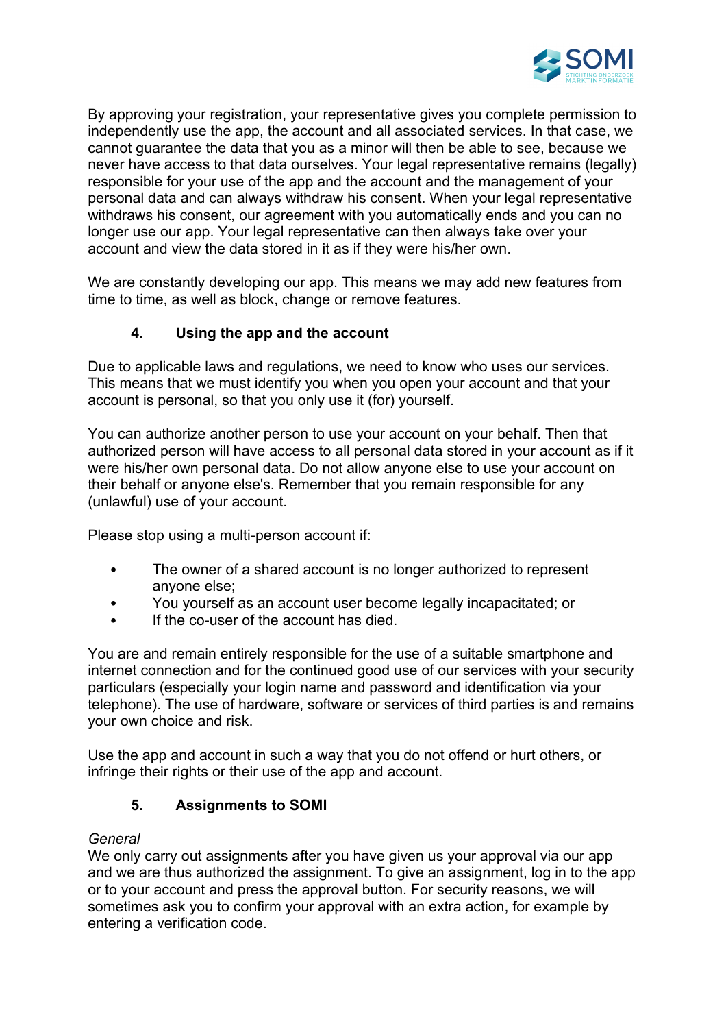By approving your registration, your representative gives you complete permission to independently use the app, the account and all associated services. In that case, we cannot guarantee the data that you as a minor will then be able to see, because we never have access to that data ourselves. Your legal representative remains (legally) responsible for your use of the app and the account and the management of your personal data and can always withdraw his consent. When your legal representative withdraws his consent, our agreement with you automatically ends and you can no longer use our app. Your legal representative can then always take over your account and view the data stored in it as if they were his/her own.

We are constantly developing our app. This means we may add new features from time to time, as well as block, change or remove features.

## 4. Using the app and the account

Due to applicable laws and regulations, we need to know who uses our services. This means that we must identify you when you open your account and that your account is personal, so that you only use it (for) yourself.

You can authorize another person to use your account on your behalf. Then that authorized person will have access to all personal data stored in your account as if it were his/her own personal data. Do not allow anyone else to use your account on their behalf or anyone else's. Remember that you remain responsible for any (unlawful) use of your account.

Please stop using a multi-person account if:

- The owner of a shared account is no longer authorized to represent anyone else;
- You yourself as an account user become legally incapacitated; or
- If the co-user of the account has died.

You are and remain entirely responsible for the use of a suitable smartphone and internet connection and for the continued good use of our services with your security particulars (especially your login name and password and identification via your telephone). The use of hardware, software or services of third parties is and remains your own choice and risk.

Use the app and account in such a way that you do not offend or hurt others, or infringe their rights or their use of the app and account.

## 5. Assignments to SOMI

*General*

We only carry out assignments after you have given us your approval via our app and we are thus authorized the assignment. To give an assignment, log in to the app or to your account and press the approval button. For security reasons, we will sometimes ask you to confirm your approval with an extra action, for example by entering a verification code.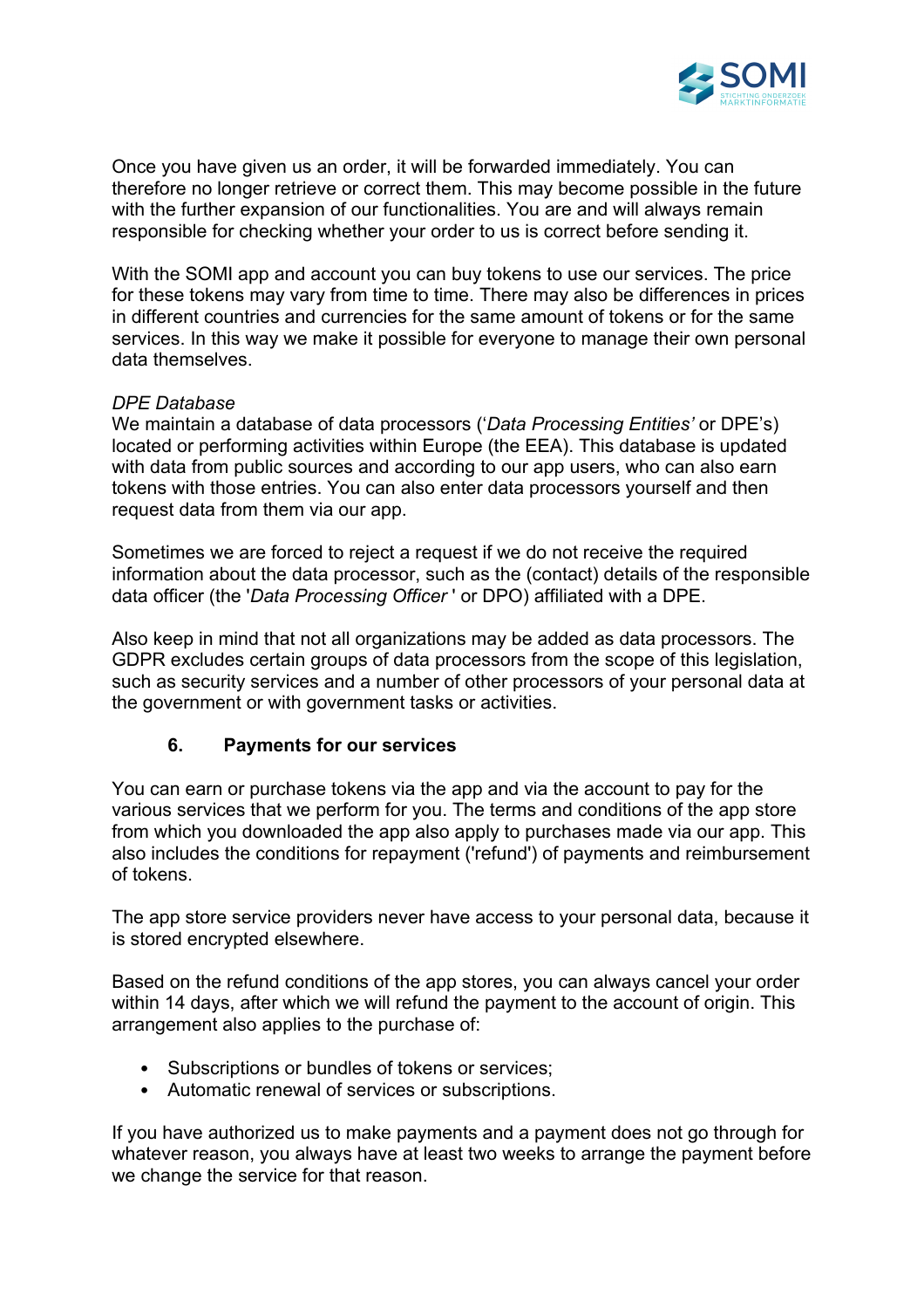Once you have given us an order, it will be forwarded immediately. You can therefore no longer retrieve or correct them. This may become possible in the future with the further expansion of our functionalities. You are and will always remain responsible for checking whether your order to us is correct before sending it.

With the SOMI app and account you can buy tokens to use our services. The price for these tokens may vary from time to time. There may also be differences in prices in different countries and currencies for the same amount of tokens or for the same services. In this way we make it possible for everyone to manage their own personal data themselves.

*DPE Database*
We maintain a database of data processors (‘*Data Processing Entities’* or DPE’s) located or performing activities within Europe (the EEA). This database is updated with data from public sources and according to our app users, who can also earn tokens with those entries. You can also enter data processors yourself and then request data from them via our app.

Sometimes we are forced to reject a request if we do not receive the required information about the data processor, such as the (contact) details of the responsible data officer (the '*Data Processing Officer* ' or DPO) affiliated with a DPE.

Also keep in mind that not all organizations may be added as data processors. The GDPR excludes certain groups of data processors from the scope of this legislation, such as security services and a number of other processors of your personal data at the government or with government tasks or activities.

## 6. Payments for our services

You can earn or purchase tokens via the app and via the account to pay for the various services that we perform for you. The terms and conditions of the app store from which you downloaded the app also apply to purchases made via our app. This also includes the conditions for repayment ('refund') of payments and reimbursement of tokens.

The app store service providers never have access to your personal data, because it is stored encrypted elsewhere.

Based on the refund conditions of the app stores, you can always cancel your order within 14 days, after which we will refund the payment to the account of origin. This arrangement also applies to the purchase of:

- Subscriptions or bundles of tokens or services;
- Automatic renewal of services or subscriptions.

If you have authorized us to make payments and a payment does not go through for whatever reason, you always have at least two weeks to arrange the payment before we change the service for that reason.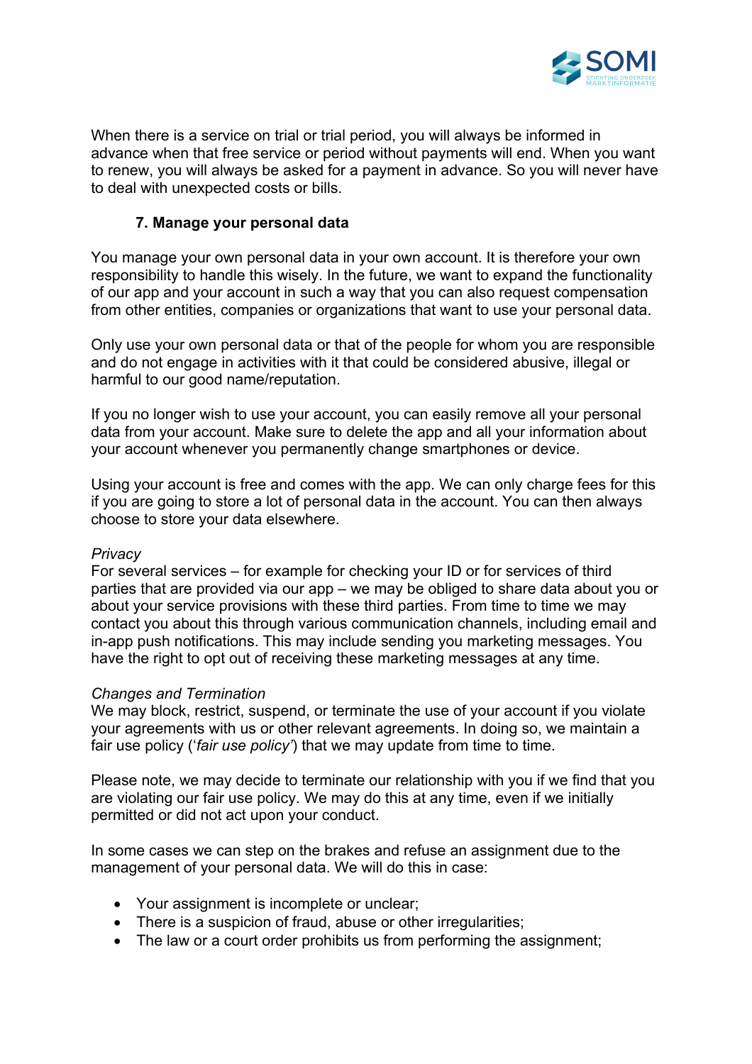When there is a service on trial or trial period, you will always be informed in advance when that free service or period without payments will end. When you want to renew, you will always be asked for a payment in advance. So you will never have to deal with unexpected costs or bills.

## 7. Manage your personal data

You manage your own personal data in your own account. It is therefore your own responsibility to handle this wisely. In the future, we want to expand the functionality of our app and your account in such a way that you can also request compensation from other entities, companies or organizations that want to use your personal data.

Only use your own personal data or that of the people for whom you are responsible and do not engage in activities with it that could be considered abusive, illegal or harmful to our good name/reputation.

If you no longer wish to use your account, you can easily remove all your personal data from your account. Make sure to delete the app and all your information about your account whenever you permanently change smartphones or device.

Using your account is free and comes with the app. We can only charge fees for this if you are going to store a lot of personal data in the account. You can then always choose to store your data elsewhere.

*Privacy*
For several services – for example for checking your ID or for services of third parties that are provided via our app – we may be obliged to share data about you or about your service provisions with these third parties. From time to time we may contact you about this through various communication channels, including email and in-app push notifications. This may include sending you marketing messages. You have the right to opt out of receiving these marketing messages at any time.

*Changes and Termination*
We may block, restrict, suspend, or terminate the use of your account if you violate your agreements with us or other relevant agreements. In doing so, we maintain a fair use policy ('*fair use policy*') that we may update from time to time.

Please note, we may decide to terminate our relationship with you if we find that you are violating our fair use policy. We may do this at any time, even if we initially permitted or did not act upon your conduct.

In some cases we can step on the brakes and refuse an assignment due to the management of your personal data. We will do this in case:

- Your assignment is incomplete or unclear;
- There is a suspicion of fraud, abuse or other irregularities;
- The law or a court order prohibits us from performing the assignment;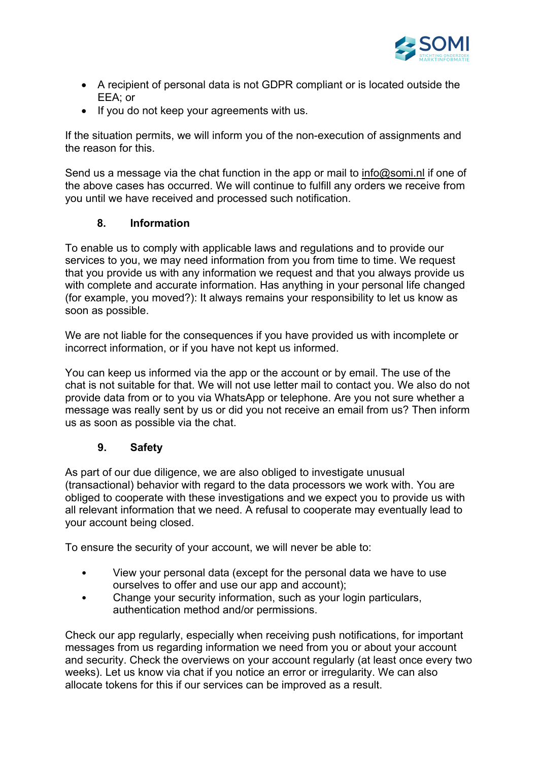- A recipient of personal data is not GDPR compliant or is located outside the EEA; or
- If you do not keep your agreements with us.

If the situation permits, we will inform you of the non-execution of assignments and the reason for this.

Send us a message via the chat function in the app or mail to info@somi.nl if one of the above cases has occurred. We will continue to fulfill any orders we receive from you until we have received and processed such notification.

## 8. Information

To enable us to comply with applicable laws and regulations and to provide our services to you, we may need information from you from time to time. We request that you provide us with any information we request and that you always provide us with complete and accurate information. Has anything in your personal life changed (for example, you moved?): It always remains your responsibility to let us know as soon as possible.

We are not liable for the consequences if you have provided us with incomplete or incorrect information, or if you have not kept us informed.

You can keep us informed via the app or the account or by email. The use of the chat is not suitable for that. We will not use letter mail to contact you. We also do not provide data from or to you via WhatsApp or telephone. Are you not sure whether a message was really sent by us or did you not receive an email from us? Then inform us as soon as possible via the chat.

## 9. Safety

As part of our due diligence, we are also obliged to investigate unusual (transactional) behavior with regard to the data processors we work with. You are obliged to cooperate with these investigations and we expect you to provide us with all relevant information that we need. A refusal to cooperate may eventually lead to your account being closed.

To ensure the security of your account, we will never be able to:

- View your personal data (except for the personal data we have to use ourselves to offer and use our app and account);
- Change your security information, such as your login particulars, authentication method and/or permissions.

Check our app regularly, especially when receiving push notifications, for important messages from us regarding information we need from you or about your account and security. Check the overviews on your account regularly (at least once every two weeks). Let us know via chat if you notice an error or irregularity. We can also allocate tokens for this if our services can be improved as a result.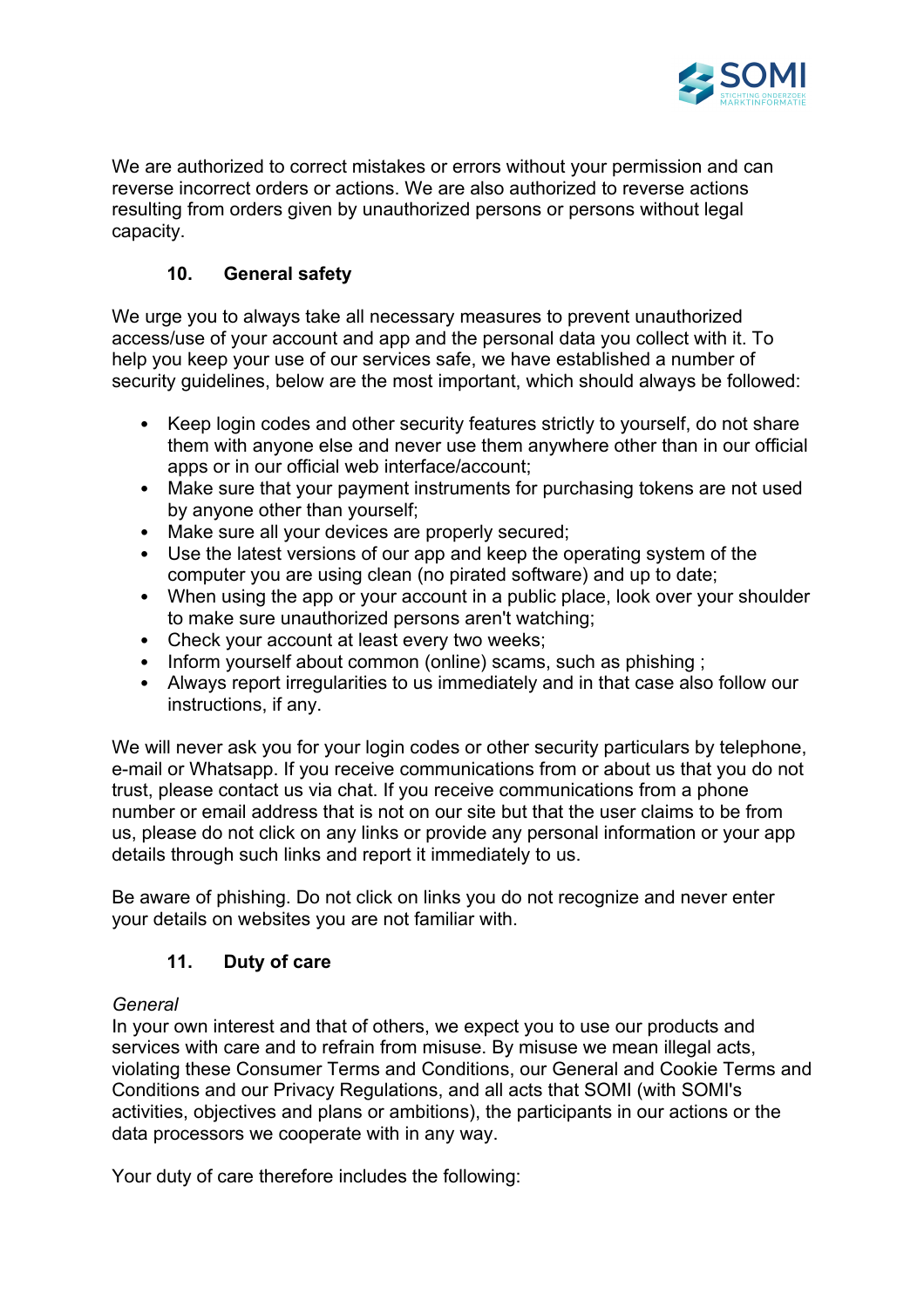We are authorized to correct mistakes or errors without your permission and can reverse incorrect orders or actions. We are also authorized to reverse actions resulting from orders given by unauthorized persons or persons without legal capacity.

## 10. General safety

We urge you to always take all necessary measures to prevent unauthorized access/use of your account and app and the personal data you collect with it. To help you keep your use of our services safe, we have established a number of security guidelines, below are the most important, which should always be followed:

- Keep login codes and other security features strictly to yourself, do not share them with anyone else and never use them anywhere other than in our official apps or in our official web interface/account;
- Make sure that your payment instruments for purchasing tokens are not used by anyone other than yourself;
- Make sure all your devices are properly secured;
- Use the latest versions of our app and keep the operating system of the computer you are using clean (no pirated software) and up to date;
- When using the app or your account in a public place, look over your shoulder to make sure unauthorized persons aren't watching;
- Check your account at least every two weeks;
- Inform yourself about common (online) scams, such as phishing ;
- Always report irregularities to us immediately and in that case also follow our instructions, if any.

We will never ask you for your login codes or other security particulars by telephone, e-mail or Whatsapp. If you receive communications from or about us that you do not trust, please contact us via chat. If you receive communications from a phone number or email address that is not on our site but that the user claims to be from us, please do not click on any links or provide any personal information or your app details through such links and report it immediately to us.

Be aware of phishing. Do not click on links you do not recognize and never enter your details on websites you are not familiar with.

## 11. Duty of care

*General*
In your own interest and that of others, we expect you to use our products and services with care and to refrain from misuse. By misuse we mean illegal acts, violating these Consumer Terms and Conditions, our General and Cookie Terms and Conditions and our Privacy Regulations, and all acts that SOMI (with SOMI's activities, objectives and plans or ambitions), the participants in our actions or the data processors we cooperate with in any way.

Your duty of care therefore includes the following: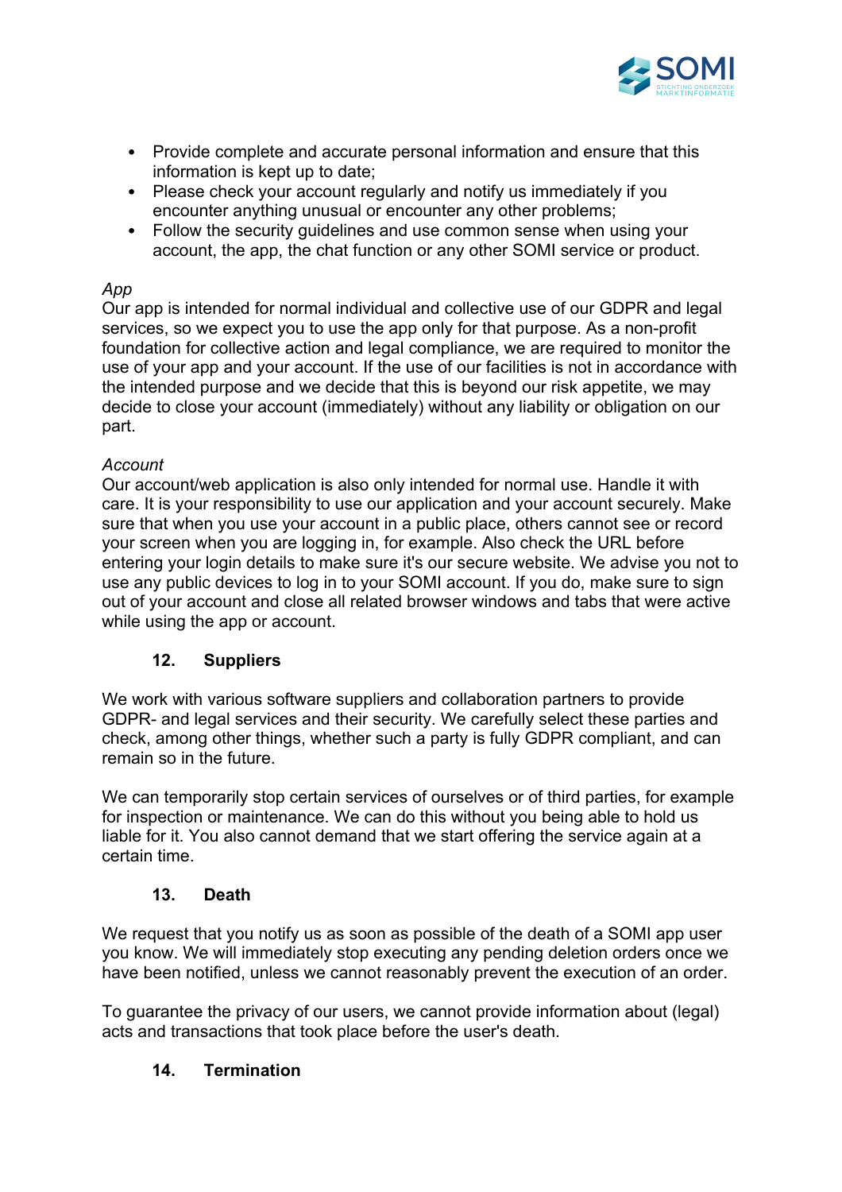- Provide complete and accurate personal information and ensure that this information is kept up to date;
- Please check your account regularly and notify us immediately if you encounter anything unusual or encounter any other problems;
- Follow the security guidelines and use common sense when using your account, the app, the chat function or any other SOMI service or product.

*App*

Our app is intended for normal individual and collective use of our GDPR and legal services, so we expect you to use the app only for that purpose. As a non-profit foundation for collective action and legal compliance, we are required to monitor the use of your app and your account. If the use of our facilities is not in accordance with the intended purpose and we decide that this is beyond our risk appetite, we may decide to close your account (immediately) without any liability or obligation on our part.

*Account*

Our account/web application is also only intended for normal use. Handle it with care. It is your responsibility to use our application and your account securely. Make sure that when you use your account in a public place, others cannot see or record your screen when you are logging in, for example. Also check the URL before entering your login details to make sure it's our secure website. We advise you not to use any public devices to log in to your SOMI account. If you do, make sure to sign out of your account and close all related browser windows and tabs that were active while using the app or account.

## 12. Suppliers

We work with various software suppliers and collaboration partners to provide GDPR- and legal services and their security. We carefully select these parties and check, among other things, whether such a party is fully GDPR compliant, and can remain so in the future.

We can temporarily stop certain services of ourselves or of third parties, for example for inspection or maintenance. We can do this without you being able to hold us liable for it. You also cannot demand that we start offering the service again at a certain time.

## 13. Death

We request that you notify us as soon as possible of the death of a SOMI app user you know. We will immediately stop executing any pending deletion orders once we have been notified, unless we cannot reasonably prevent the execution of an order.

To guarantee the privacy of our users, we cannot provide information about (legal) acts and transactions that took place before the user's death.

## 14. Termination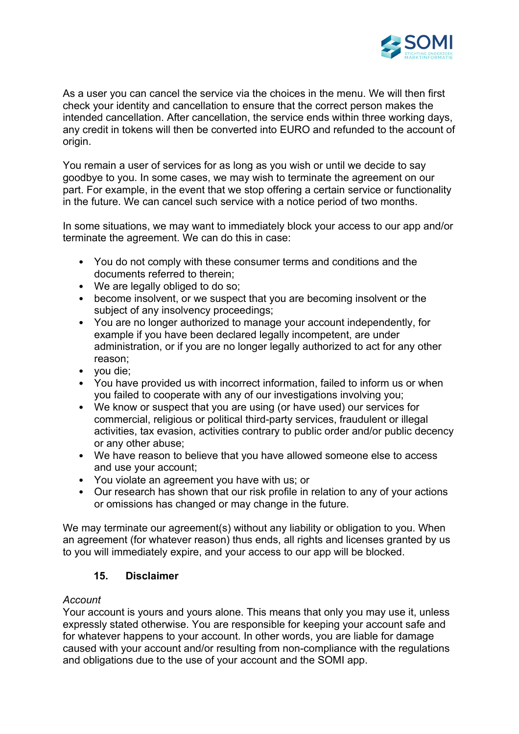As a user you can cancel the service via the choices in the menu. We will then first check your identity and cancellation to ensure that the correct person makes the intended cancellation. After cancellation, the service ends within three working days, any credit in tokens will then be converted into EURO and refunded to the account of origin.

You remain a user of services for as long as you wish or until we decide to say goodbye to you. In some cases, we may wish to terminate the agreement on our part. For example, in the event that we stop offering a certain service or functionality in the future. We can cancel such service with a notice period of two months.

In some situations, we may want to immediately block your access to our app and/or terminate the agreement. We can do this in case:

- You do not comply with these consumer terms and conditions and the documents referred to therein;
- We are legally obliged to do so;
- become insolvent, or we suspect that you are becoming insolvent or the subject of any insolvency proceedings;
- You are no longer authorized to manage your account independently, for example if you have been declared legally incompetent, are under administration, or if you are no longer legally authorized to act for any other reason;
- you die;
- You have provided us with incorrect information, failed to inform us or when you failed to cooperate with any of our investigations involving you;
- We know or suspect that you are using (or have used) our services for commercial, religious or political third-party services, fraudulent or illegal activities, tax evasion, activities contrary to public order and/or public decency or any other abuse;
- We have reason to believe that you have allowed someone else to access and use your account;
- You violate an agreement you have with us; or
- Our research has shown that our risk profile in relation to any of your actions or omissions has changed or may change in the future.

We may terminate our agreement(s) without any liability or obligation to you. When an agreement (for whatever reason) thus ends, all rights and licenses granted by us to you will immediately expire, and your access to our app will be blocked.

## 15. Disclaimer

*Account*
Your account is yours and yours alone. This means that only you may use it, unless expressly stated otherwise. You are responsible for keeping your account safe and for whatever happens to your account. In other words, you are liable for damage caused with your account and/or resulting from non-compliance with the regulations and obligations due to the use of your account and the SOMI app.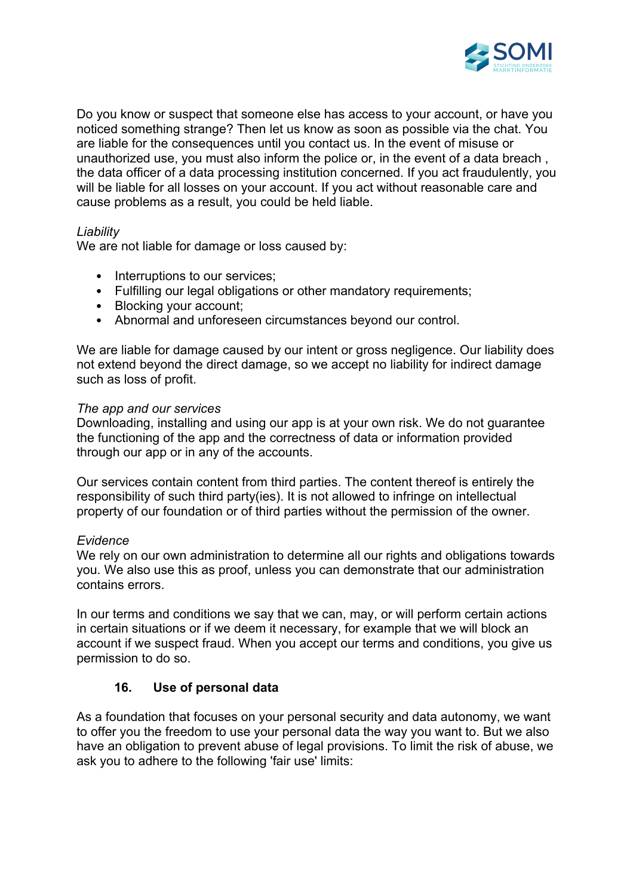Do you know or suspect that someone else has access to your account, or have you noticed something strange? Then let us know as soon as possible via the chat. You are liable for the consequences until you contact us. In the event of misuse or unauthorized use, you must also inform the police or, in the event of a data breach , the data officer of a data processing institution concerned. If you act fraudulently, you will be liable for all losses on your account. If you act without reasonable care and cause problems as a result, you could be held liable.

*Liability*
We are not liable for damage or loss caused by:

- Interruptions to our services;
- Fulfilling our legal obligations or other mandatory requirements;
- Blocking your account;
- Abnormal and unforeseen circumstances beyond our control.

We are liable for damage caused by our intent or gross negligence. Our liability does not extend beyond the direct damage, so we accept no liability for indirect damage such as loss of profit.

*The app and our services*
Downloading, installing and using our app is at your own risk. We do not guarantee the functioning of the app and the correctness of data or information provided through our app or in any of the accounts.

Our services contain content from third parties. The content thereof is entirely the responsibility of such third party(ies). It is not allowed to infringe on intellectual property of our foundation or of third parties without the permission of the owner.

*Evidence*
We rely on our own administration to determine all our rights and obligations towards you. We also use this as proof, unless you can demonstrate that our administration contains errors.

In our terms and conditions we say that we can, may, or will perform certain actions in certain situations or if we deem it necessary, for example that we will block an account if we suspect fraud. When you accept our terms and conditions, you give us permission to do so.

## 16. Use of personal data

As a foundation that focuses on your personal security and data autonomy, we want to offer you the freedom to use your personal data the way you want to. But we also have an obligation to prevent abuse of legal provisions. To limit the risk of abuse, we ask you to adhere to the following 'fair use' limits: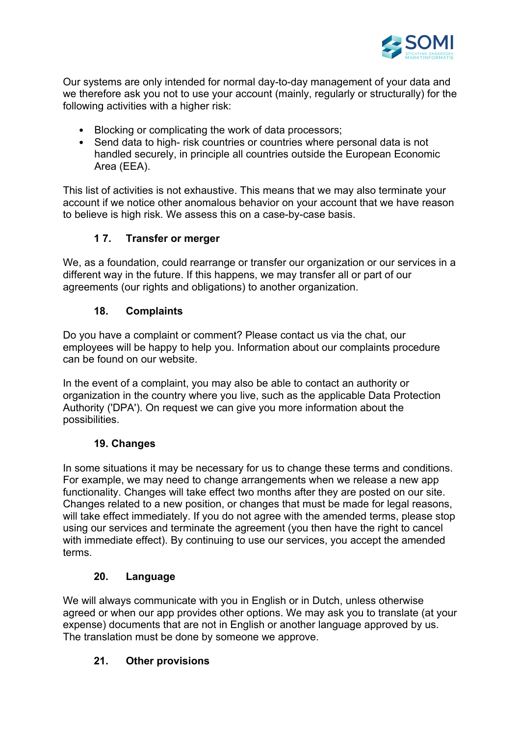Our systems are only intended for normal day-to-day management of your data and we therefore ask you not to use your account (mainly, regularly or structurally) for the following activities with a higher risk:

- Blocking or complicating the work of data processors;
- Send data to high- risk countries or countries where personal data is not handled securely, in principle all countries outside the European Economic Area (EEA).

This list of activities is not exhaustive. This means that we may also terminate your account if we notice other anomalous behavior on your account that we have reason to believe is high risk. We assess this on a case-by-case basis.

### 1 7. Transfer or merger

We, as a foundation, could rearrange or transfer our organization or our services in a different way in the future. If this happens, we may transfer all or part of our agreements (our rights and obligations) to another organization.

### 18. Complaints

Do you have a complaint or comment? Please contact us via the chat, our employees will be happy to help you. Information about our complaints procedure can be found on our website.

In the event of a complaint, you may also be able to contact an authority or organization in the country where you live, such as the applicable Data Protection Authority ('DPA'). On request we can give you more information about the possibilities.

### 19. Changes

In some situations it may be necessary for us to change these terms and conditions. For example, we may need to change arrangements when we release a new app functionality. Changes will take effect two months after they are posted on our site. Changes related to a new position, or changes that must be made for legal reasons, will take effect immediately. If you do not agree with the amended terms, please stop using our services and terminate the agreement (you then have the right to cancel with immediate effect). By continuing to use our services, you accept the amended terms.

### 20. Language

We will always communicate with you in English or in Dutch, unless otherwise agreed or when our app provides other options. We may ask you to translate (at your expense) documents that are not in English or another language approved by us. The translation must be done by someone we approve.

### 21. Other provisions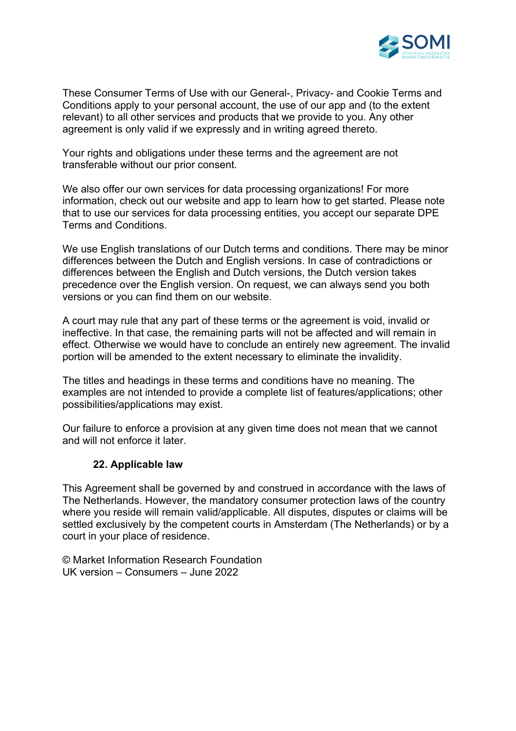These Consumer Terms of Use with our General-, Privacy- and Cookie Terms and Conditions apply to your personal account, the use of our app and (to the extent relevant) to all other services and products that we provide to you. Any other agreement is only valid if we expressly and in writing agreed thereto.

Your rights and obligations under these terms and the agreement are not transferable without our prior consent.

We also offer our own services for data processing organizations! For more information, check out our website and app to learn how to get started. Please note that to use our services for data processing entities, you accept our separate DPE Terms and Conditions.

We use English translations of our Dutch terms and conditions. There may be minor differences between the Dutch and English versions. In case of contradictions or differences between the English and Dutch versions, the Dutch version takes precedence over the English version. On request, we can always send you both versions or you can find them on our website.

A court may rule that any part of these terms or the agreement is void, invalid or ineffective. In that case, the remaining parts will not be affected and will remain in effect. Otherwise we would have to conclude an entirely new agreement. The invalid portion will be amended to the extent necessary to eliminate the invalidity.

The titles and headings in these terms and conditions have no meaning. The examples are not intended to provide a complete list of features/applications; other possibilities/applications may exist.

Our failure to enforce a provision at any given time does not mean that we cannot and will not enforce it later.

## 22. Applicable law

This Agreement shall be governed by and construed in accordance with the laws of The Netherlands. However, the mandatory consumer protection laws of the country where you reside will remain valid/applicable. All disputes, disputes or claims will be settled exclusively by the competent courts in Amsterdam (The Netherlands) or by a court in your place of residence.

© Market Information Research Foundation
UK version – Consumers – June 2022